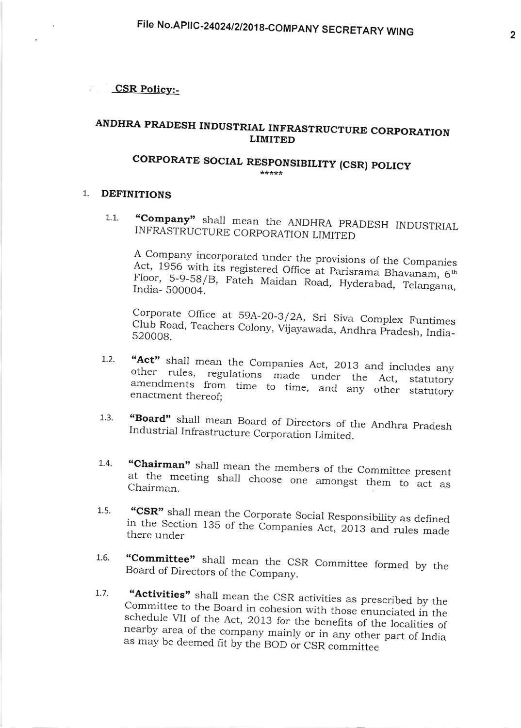**CSR Policy:-**

# ANDHRA PRADESH INDUSTRIAL INFRASTRUCTURE CORPORATION LIMITED

## CORPORATE SOCIAL RESPONSIBILITY (CSR) POLICY

*****

### 1. DEFINITIONS

1.1. **"Company"** shall mean the ANDHRA PRADESH INDUSTRIAL INFRASTRUCTURE CORPORATION LIMITED

A Company incorporated under the provisions of the Companies Act, 1956 with its registered Office at Parisrama Bhavanam, 6th Floor, 5-9-58/B, Fateh Maidan Road, Hyderabad, Telangana, India- 500004.

Corporate Office at 59A-20-3/2A, Sri Siva Complex Funtimes Club Road, Teachers Colony, Vijayawada, Andhra Pradesh, India-520008.

1.2. **"Act"** shall mean the Companies Act, 2013 and includes any other rules, regulations made under the Act, statutory amendments from time to time, and any other statutory enactment thereof;

1.3. **"Board"** shall mean Board of Directors of the Andhra Pradesh Industrial Infrastructure Corporation Limited.

1.4. **"Chairman"** shall mean the members of the Committee present at the meeting shall choose one amongst them to act as Chairman.

1.5. **"CSR"** shall mean the Corporate Social Responsibility as defined in the Section 135 of the Companies Act, 2013 and rules made there under

1.6. **"Committee"** shall mean the CSR Committee formed by the Board of Directors of the Company.

1.7. **"Activities"** shall mean the CSR activities as prescribed by the Committee to the Board in cohesion with those enunciated in the schedule VII of the Act, 2013 for the benefits of the localities of nearby area of the company mainly or in any other part of India as may be deemed fit by the BOD or CSR committee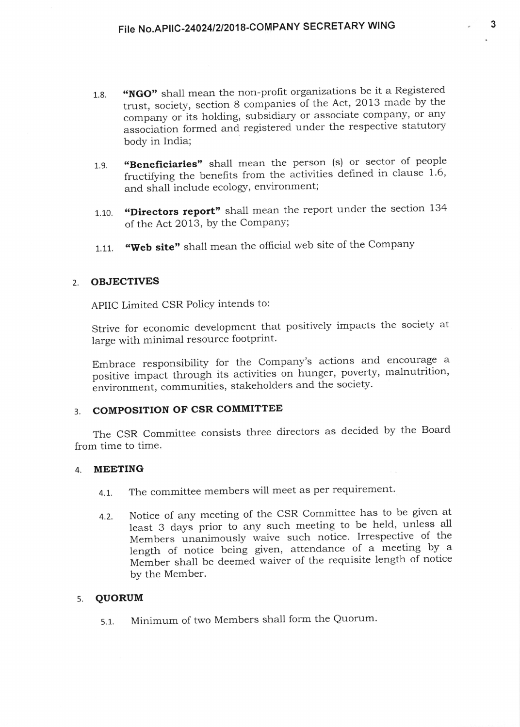1.8. **"NGO"** shall mean the non-profit organizations be it a Registered trust, society, section 8 companies of the Act, 2013 made by the company or its holding, subsidiary or associate company, or any association formed and registered under the respective statutory body in India;

1.9. **"Beneficiaries"** shall mean the person (s) or sector of people fructifying the benefits from the activities defined in clause 1.6, and shall include ecology, environment;

1.10. **"Directors report"** shall mean the report under the section 134 of the Act 2013, by the Company;

1.11. **"Web site"** shall mean the official web site of the Company

## 2. OBJECTIVES

APIIC Limited CSR Policy intends to:

Strive for economic development that positively impacts the society at large with minimal resource footprint.

Embrace responsibility for the Company's actions and encourage a positive impact through its activities on hunger, poverty, malnutrition, environment, communities, stakeholders and the society.

## 3. COMPOSITION OF CSR COMMITTEE

The CSR Committee consists three directors as decided by the Board from time to time.

## 4. MEETING

4.1. The committee members will meet as per requirement.

4.2. Notice of any meeting of the CSR Committee has to be given at least 3 days prior to any such meeting to be held, unless all Members unanimously waive such notice. Irrespective of the length of notice being given, attendance of a meeting by a Member shall be deemed waiver of the requisite length of notice by the Member.

## 5. QUORUM

5.1. Minimum of two Members shall form the Quorum.